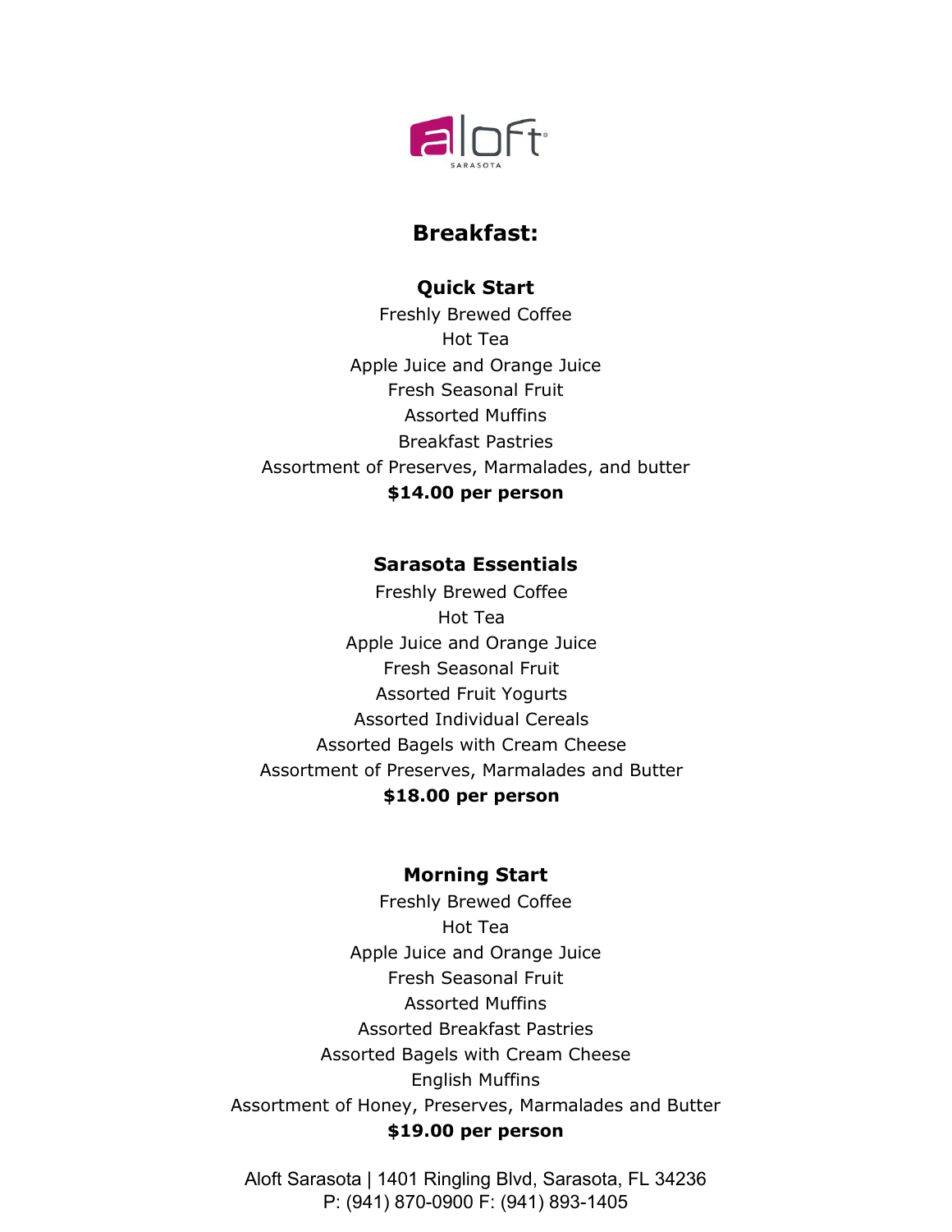# Breakfast:

## Quick Start

Freshly Brewed Coffee
Hot Tea
Apple Juice and Orange Juice
Fresh Seasonal Fruit
Assorted Muffins
Breakfast Pastries
Assortment of Preserves, Marmalades, and butter

**$14.00 per person**

## Sarasota Essentials

Freshly Brewed Coffee
Hot Tea
Apple Juice and Orange Juice
Fresh Seasonal Fruit
Assorted Fruit Yogurts
Assorted Individual Cereals
Assorted Bagels with Cream Cheese
Assortment of Preserves, Marmalades and Butter

**$18.00 per person**

## Morning Start

Freshly Brewed Coffee
Hot Tea
Apple Juice and Orange Juice
Fresh Seasonal Fruit
Assorted Muffins
Assorted Breakfast Pastries
Assorted Bagels with Cream Cheese
English Muffins
Assortment of Honey, Preserves, Marmalades and Butter

**$19.00 per person**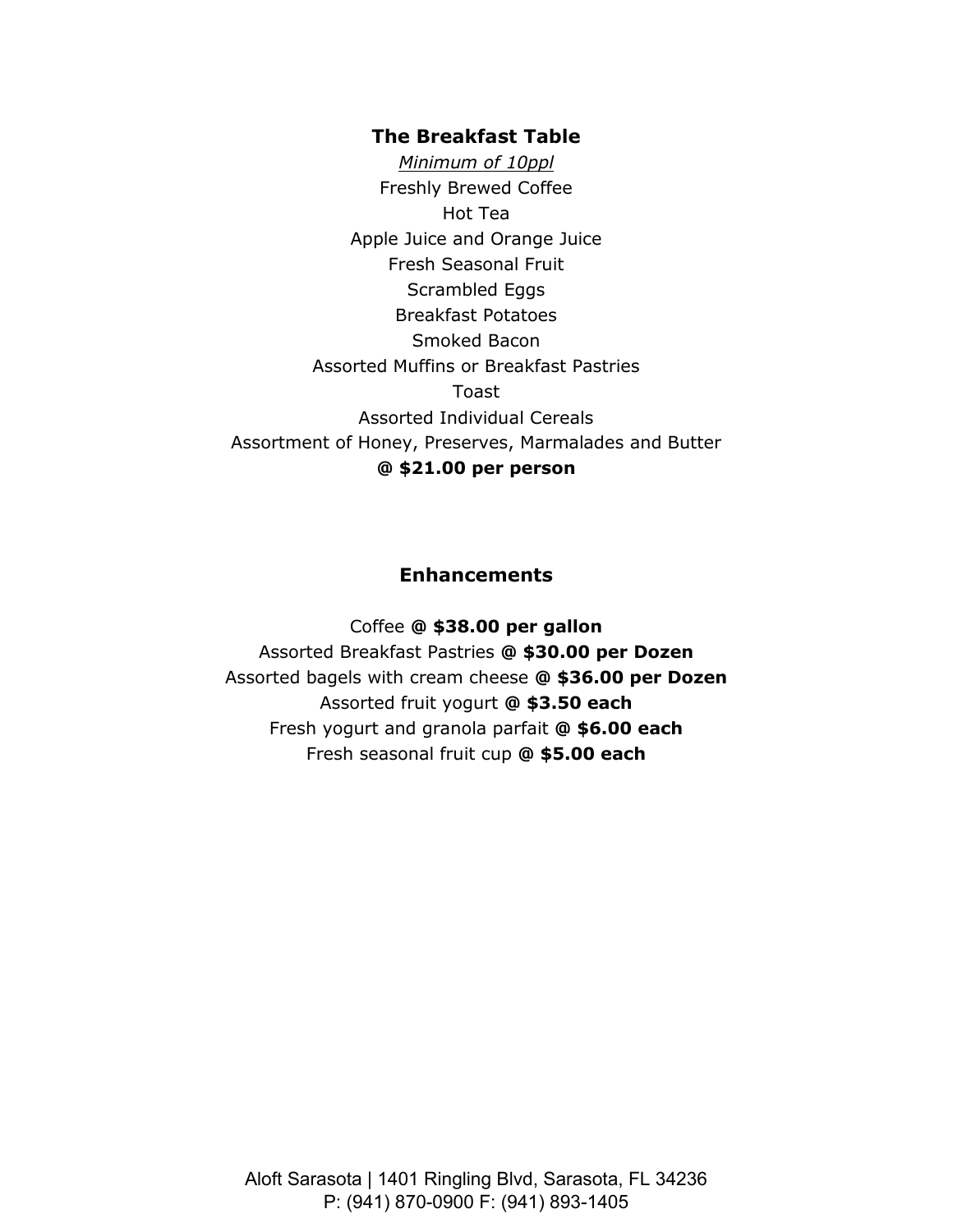## The Breakfast Table

*Minimum of 10ppl*

Freshly Brewed Coffee
Hot Tea
Apple Juice and Orange Juice
Fresh Seasonal Fruit
Scrambled Eggs
Breakfast Potatoes
Smoked Bacon
Assorted Muffins or Breakfast Pastries
Toast
Assorted Individual Cereals
Assortment of Honey, Preserves, Marmalades and Butter

**@ $21.00 per person**

## Enhancements

Coffee **@ $38.00 per gallon**
Assorted Breakfast Pastries **@ $30.00 per Dozen**
Assorted bagels with cream cheese **@ $36.00 per Dozen**
Assorted fruit yogurt **@ $3.50 each**
Fresh yogurt and granola parfait **@ $6.00 each**
Fresh seasonal fruit cup **@ $5.00 each**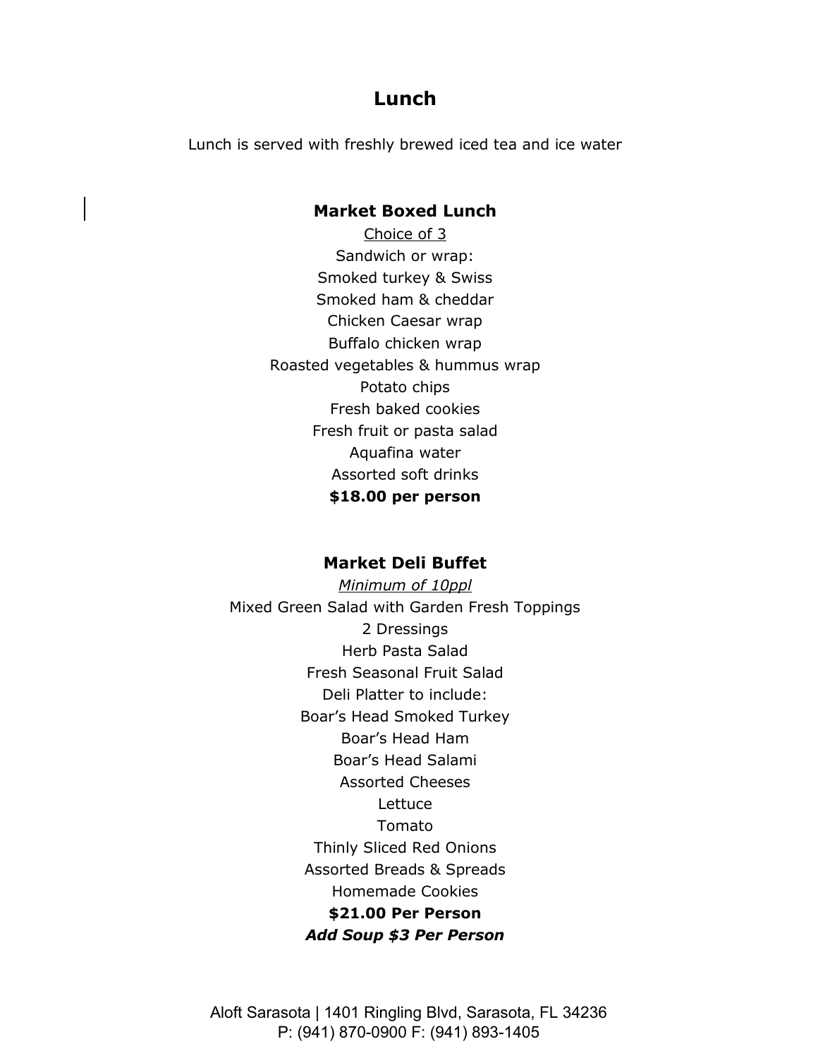# Lunch

Lunch is served with freshly brewed iced tea and ice water

## Market Boxed Lunch

Choice of 3

Sandwich or wrap:

Smoked turkey & Swiss

Smoked ham & cheddar

Chicken Caesar wrap

Buffalo chicken wrap

Roasted vegetables & hummus wrap

Potato chips

Fresh baked cookies

Fresh fruit or pasta salad

Aquafina water

Assorted soft drinks

**$18.00 per person**

## Market Deli Buffet

*Minimum of 10ppl*

Mixed Green Salad with Garden Fresh Toppings

2 Dressings

Herb Pasta Salad

Fresh Seasonal Fruit Salad

Deli Platter to include:

Boar's Head Smoked Turkey

Boar's Head Ham

Boar's Head Salami

Assorted Cheeses

Lettuce

Tomato

Thinly Sliced Red Onions

Assorted Breads & Spreads

Homemade Cookies

**$21.00 Per Person**

***Add Soup $3 Per Person***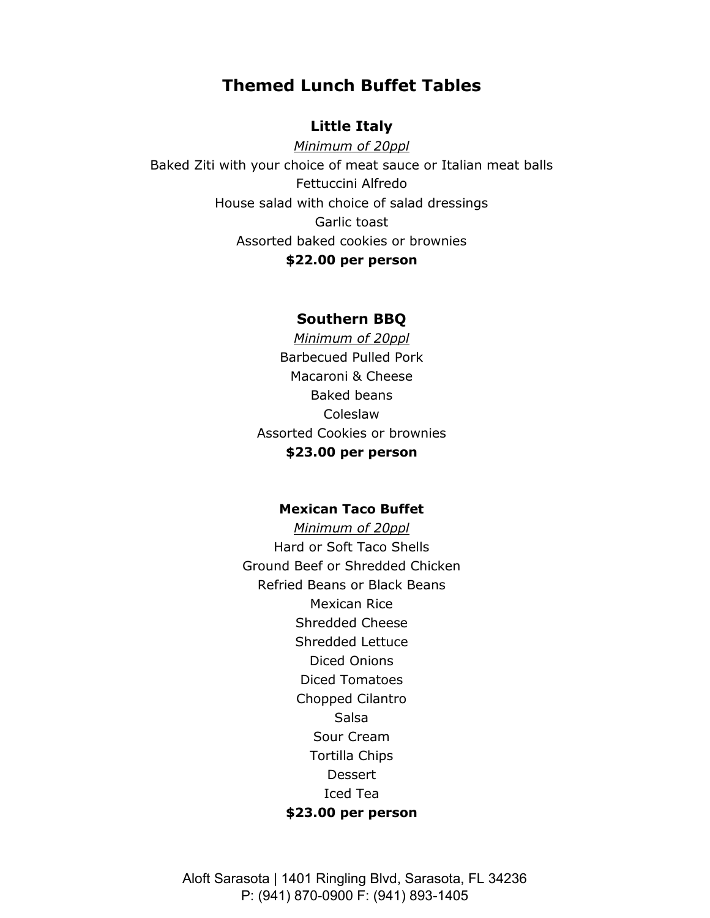# Themed Lunch Buffet Tables

## Little Italy

*Minimum of 20ppl*

Baked Ziti with your choice of meat sauce or Italian meat balls
Fettuccini Alfredo
House salad with choice of salad dressings
Garlic toast
Assorted baked cookies or brownies

**$22.00 per person**

## Southern BBQ

*Minimum of 20ppl*

Barbecued Pulled Pork
Macaroni & Cheese
Baked beans
Coleslaw
Assorted Cookies or brownies

**$23.00 per person**

## Mexican Taco Buffet

*Minimum of 20ppl*

Hard or Soft Taco Shells
Ground Beef or Shredded Chicken
Refried Beans or Black Beans
Mexican Rice
Shredded Cheese
Shredded Lettuce
Diced Onions
Diced Tomatoes
Chopped Cilantro
Salsa
Sour Cream
Tortilla Chips
Dessert
Iced Tea

**$23.00 per person**

Aloft Sarasota | 1401 Ringling Blvd, Sarasota, FL 34236
P: (941) 870-0900 F: (941) 893-1405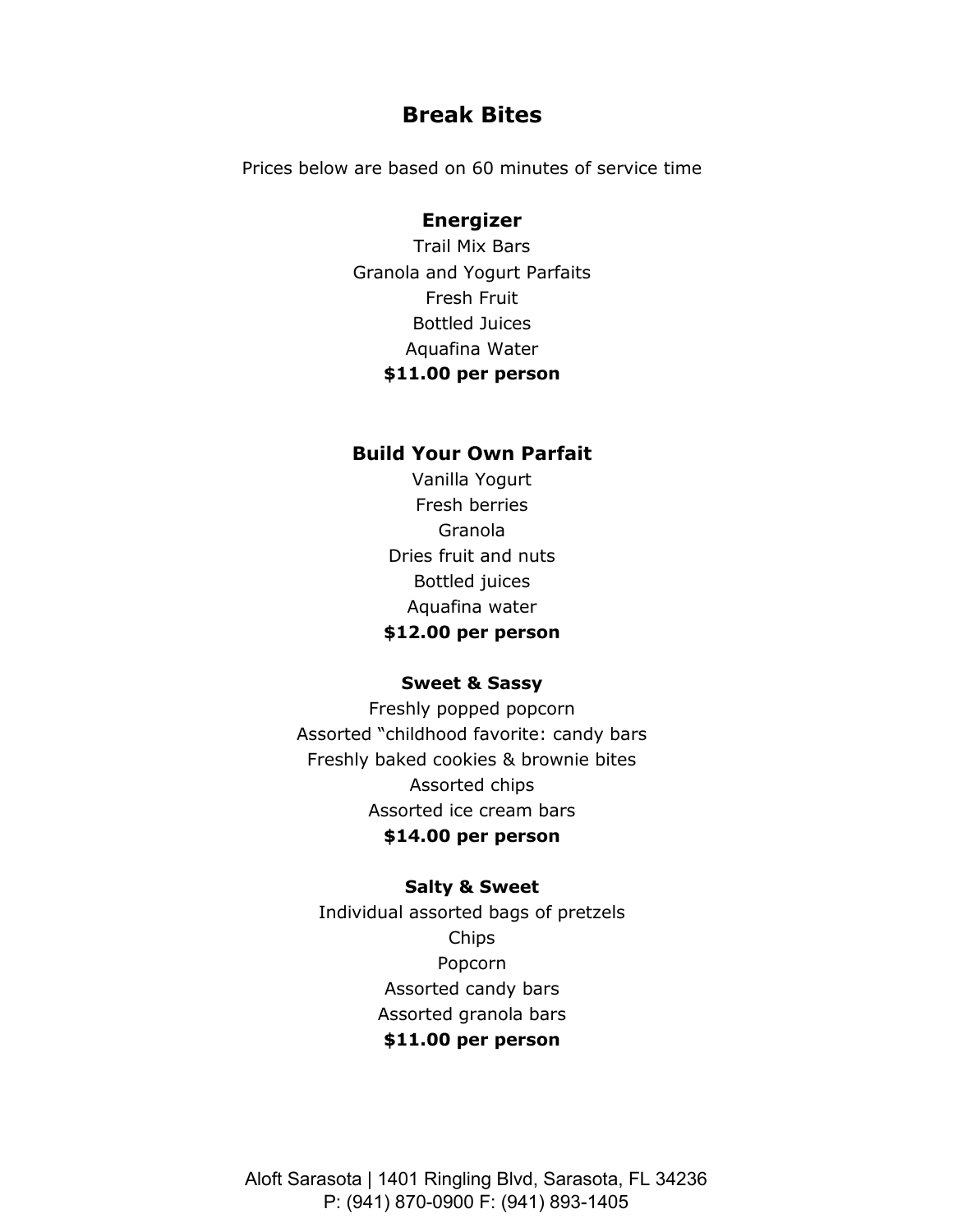# Break Bites

Prices below are based on 60 minutes of service time

## Energizer

Trail Mix Bars
Granola and Yogurt Parfaits
Fresh Fruit
Bottled Juices
Aquafina Water
**$11.00 per person**

## Build Your Own Parfait

Vanilla Yogurt
Fresh berries
Granola
Dries fruit and nuts
Bottled juices
Aquafina water
**$12.00 per person**

## Sweet & Sassy

Freshly popped popcorn
Assorted "childhood favorite: candy bars
Freshly baked cookies & brownie bites
Assorted chips
Assorted ice cream bars
**$14.00 per person**

## Salty & Sweet

Individual assorted bags of pretzels
Chips
Popcorn
Assorted candy bars
Assorted granola bars
**$11.00 per person**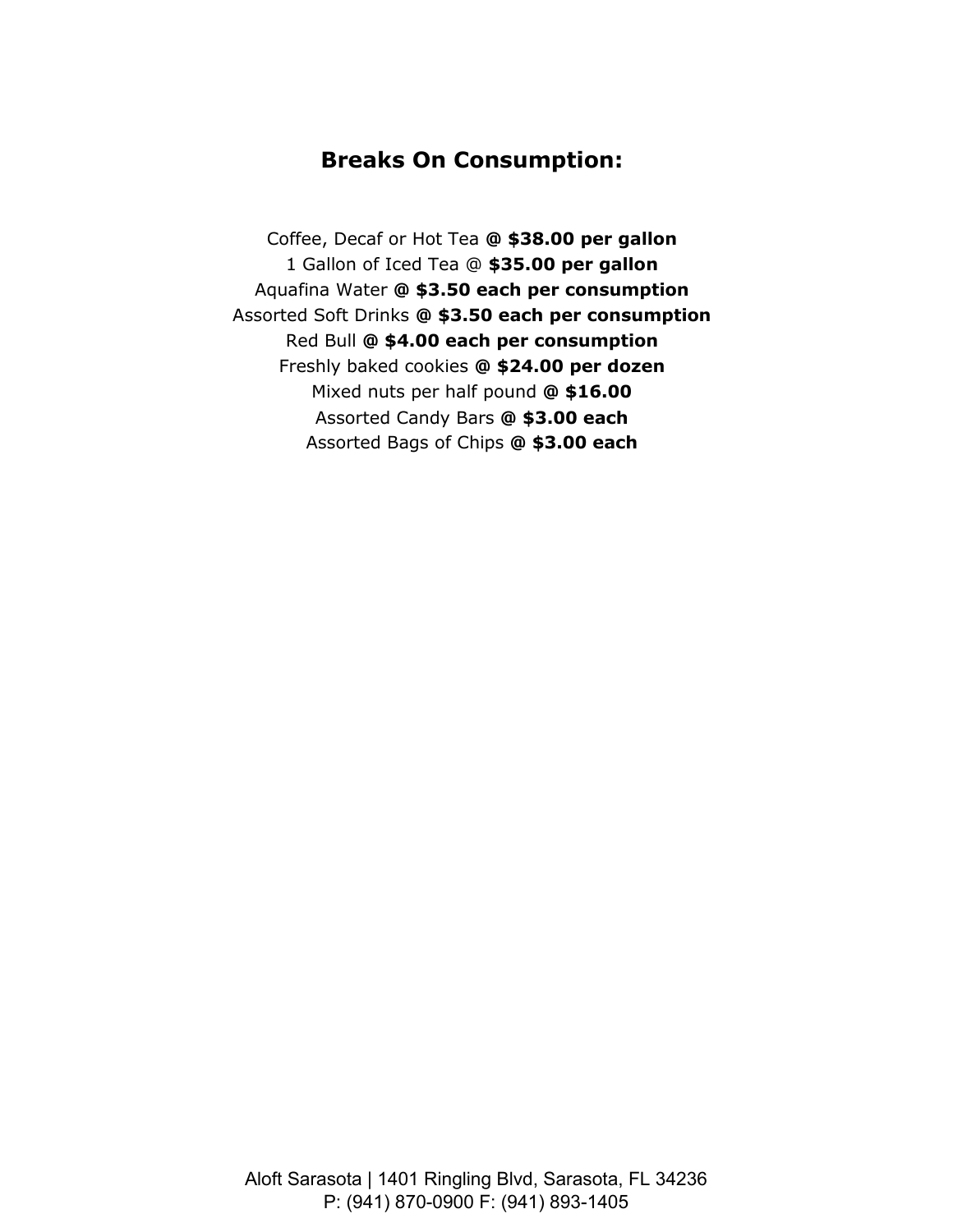## Breaks On Consumption:

Coffee, Decaf or Hot Tea **@ $38.00 per gallon**
1 Gallon of Iced Tea @ **$35.00 per gallon**
Aquafina Water **@ $3.50 each per consumption**
Assorted Soft Drinks **@ $3.50 each per consumption**
Red Bull **@ $4.00 each per consumption**
Freshly baked cookies **@ $24.00 per dozen**
Mixed nuts per half pound **@ $16.00**
Assorted Candy Bars **@ $3.00 each**
Assorted Bags of Chips **@ $3.00 each**